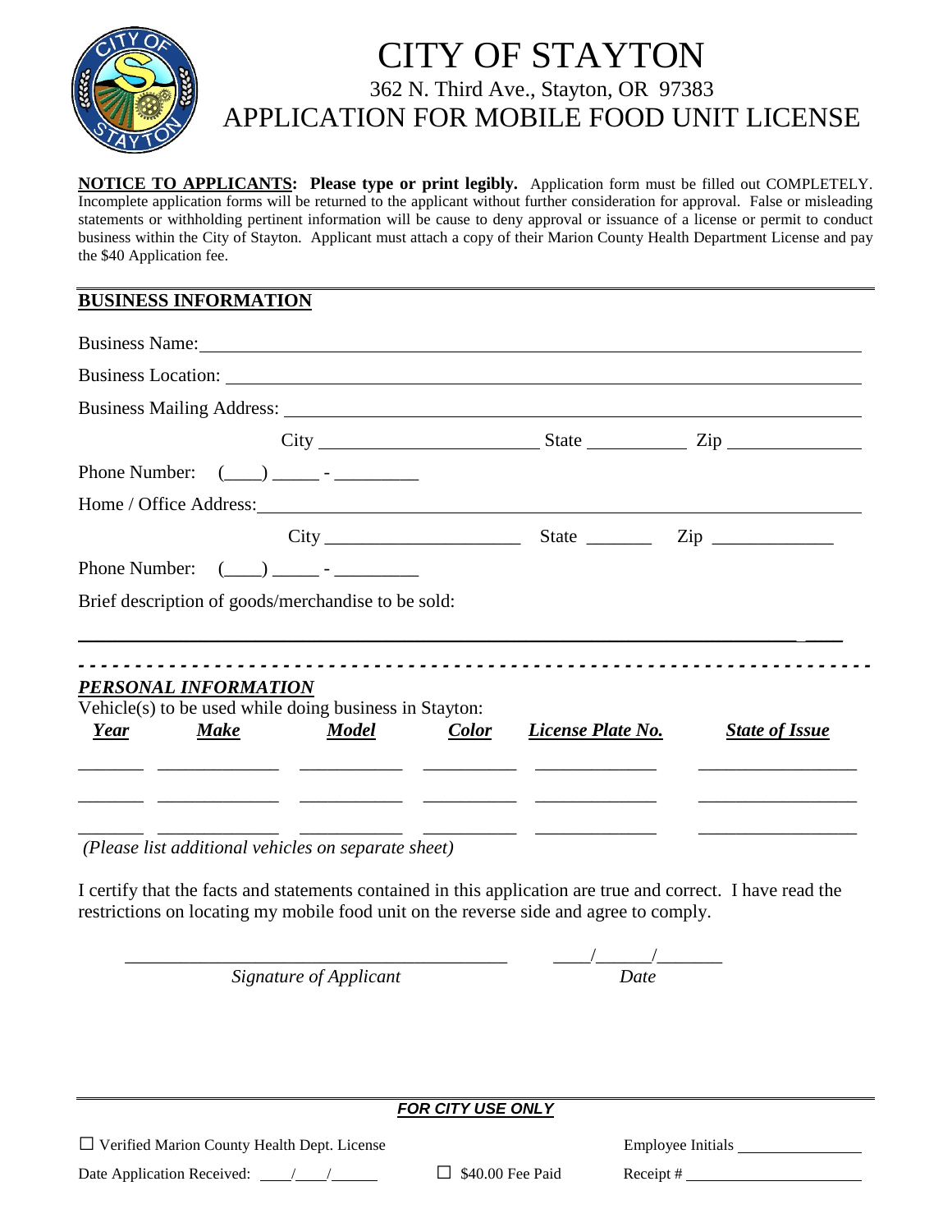# CITY OF STAYTON

362 N. Third Ave., Stayton, OR 97383

## APPLICATION FOR MOBILE FOOD UNIT LICENSE

**NOTICE TO APPLICANTS: Please type or print legibly.** Application form must be filled out COMPLETELY. Incomplete application forms will be returned to the applicant without further consideration for approval. False or misleading statements or withholding pertinent information will be cause to deny approval or issuance of a license or permit to conduct business within the City of Stayton. Applicant must attach a copy of their Marion County Health Department License and pay the $40 Application fee.

### BUSINESS INFORMATION

Business Name: ______________________________________________

Business Location: ______________________________________________

Business Mailing Address: ______________________________________________

City ____________________ State __________ Zip ____________

Phone Number: (____) _____ - _________

Home / Office Address: ______________________________________________

City ____________________ State _______ Zip ____________

Phone Number: (____) _____ - _________

Brief description of goods/merchandise to be sold:

______________________________________________

### *PERSONAL INFORMATION*

Vehicle(s) to be used while doing business in Stayton:

| ***Year*** | ***Make*** | ***Model*** | ***Color*** | ***License Plate No.*** | ***State of Issue*** |
|---|---|---|---|---|---|
| | | | | | |
| | | | | | |
| | | | | | |

*(Please list additional vehicles on separate sheet)*

I certify that the facts and statements contained in this application are true and correct. I have read the restrictions on locating my mobile food unit on the reverse side and agree to comply.

________________________________________ ____/______/_______

*Signature of Applicant* *Date*

***FOR CITY USE ONLY***

☐ Verified Marion County Health Dept. License Employee Initials ____________

Date Application Received: ____/____/______ ☐ $40.00 Fee Paid Receipt # ________________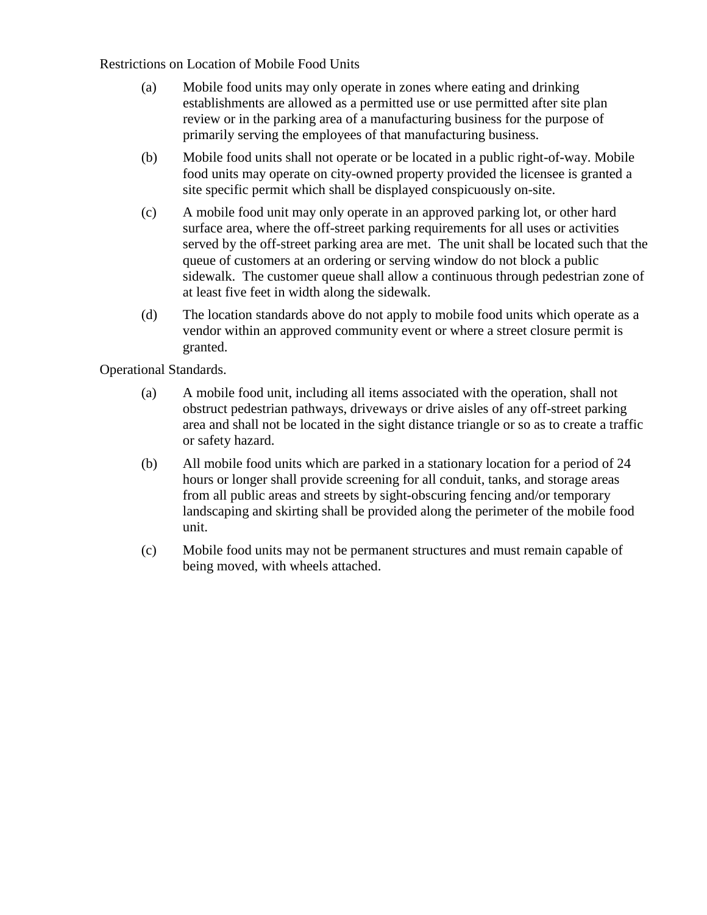Restrictions on Location of Mobile Food Units

(a) Mobile food units may only operate in zones where eating and drinking establishments are allowed as a permitted use or use permitted after site plan review or in the parking area of a manufacturing business for the purpose of primarily serving the employees of that manufacturing business.

(b) Mobile food units shall not operate or be located in a public right-of-way. Mobile food units may operate on city-owned property provided the licensee is granted a site specific permit which shall be displayed conspicuously on-site.

(c) A mobile food unit may only operate in an approved parking lot, or other hard surface area, where the off-street parking requirements for all uses or activities served by the off-street parking area are met. The unit shall be located such that the queue of customers at an ordering or serving window do not block a public sidewalk. The customer queue shall allow a continuous through pedestrian zone of at least five feet in width along the sidewalk.

(d) The location standards above do not apply to mobile food units which operate as a vendor within an approved community event or where a street closure permit is granted.

Operational Standards.

(a) A mobile food unit, including all items associated with the operation, shall not obstruct pedestrian pathways, driveways or drive aisles of any off-street parking area and shall not be located in the sight distance triangle or so as to create a traffic or safety hazard.

(b) All mobile food units which are parked in a stationary location for a period of 24 hours or longer shall provide screening for all conduit, tanks, and storage areas from all public areas and streets by sight-obscuring fencing and/or temporary landscaping and skirting shall be provided along the perimeter of the mobile food unit.

(c) Mobile food units may not be permanent structures and must remain capable of being moved, with wheels attached.